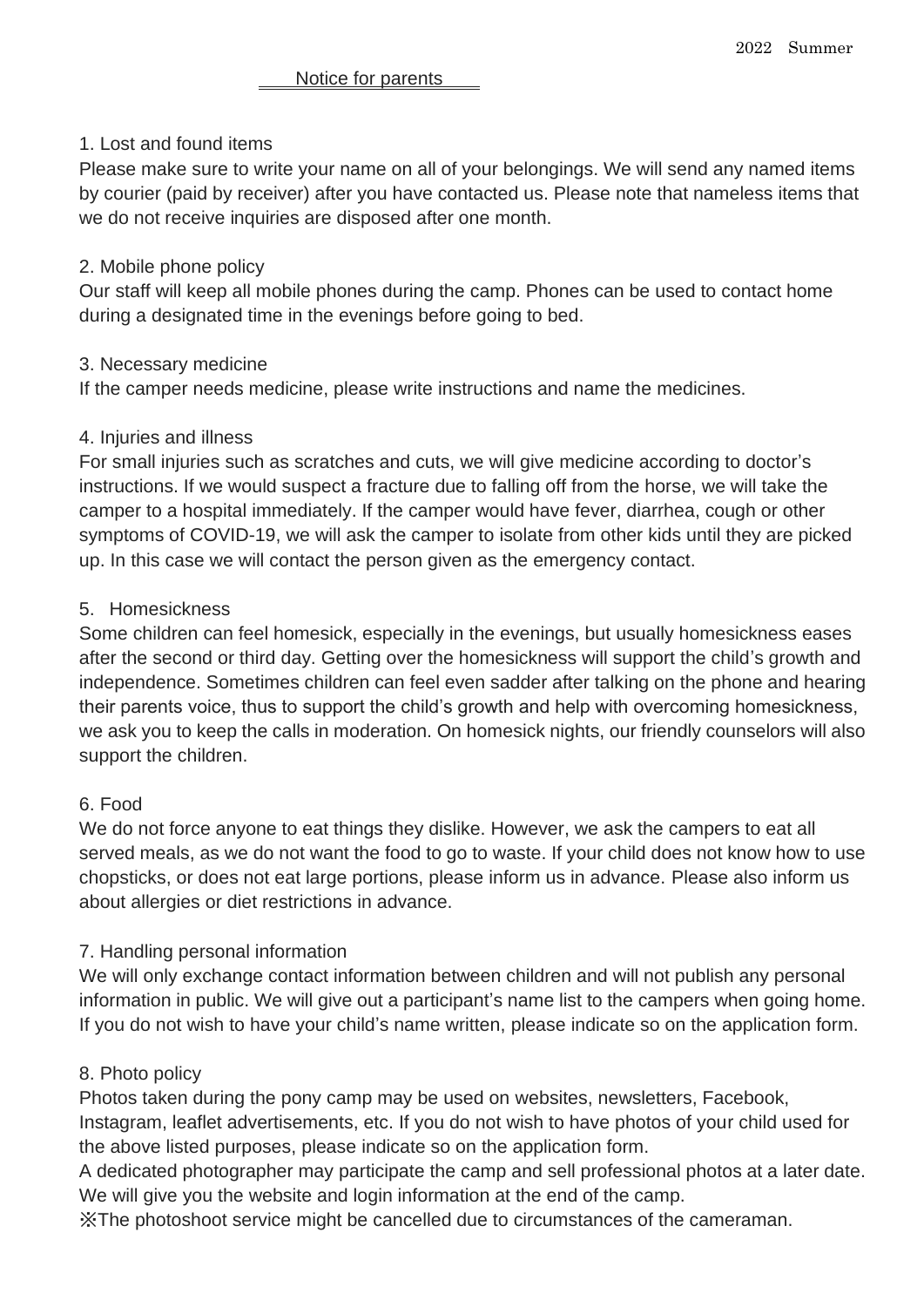2022 Summer

# Notice for parents

## 1. Lost and found items

Please make sure to write your name on all of your belongings. We will send any named items by courier (paid by receiver) after you have contacted us. Please note that nameless items that we do not receive inquiries are disposed after one month.

## 2. Mobile phone policy

Our staff will keep all mobile phones during the camp. Phones can be used to contact home during a designated time in the evenings before going to bed.

## 3. Necessary medicine

If the camper needs medicine, please write instructions and name the medicines.

## 4. Injuries and illness

For small injuries such as scratches and cuts, we will give medicine according to doctor's instructions. If we would suspect a fracture due to falling off from the horse, we will take the camper to a hospital immediately. If the camper would have fever, diarrhea, cough or other symptoms of COVID-19, we will ask the camper to isolate from other kids until they are picked up. In this case we will contact the person given as the emergency contact.

## 5. Homesickness

Some children can feel homesick, especially in the evenings, but usually homesickness eases after the second or third day. Getting over the homesickness will support the child's growth and independence. Sometimes children can feel even sadder after talking on the phone and hearing their parents voice, thus to support the child's growth and help with overcoming homesickness, we ask you to keep the calls in moderation. On homesick nights, our friendly counselors will also support the children.

## 6. Food

We do not force anyone to eat things they dislike. However, we ask the campers to eat all served meals, as we do not want the food to go to waste. If your child does not know how to use chopsticks, or does not eat large portions, please inform us in advance. Please also inform us about allergies or diet restrictions in advance.

## 7. Handling personal information

We will only exchange contact information between children and will not publish any personal information in public. We will give out a participant's name list to the campers when going home. If you do not wish to have your child's name written, please indicate so on the application form.

## 8. Photo policy

Photos taken during the pony camp may be used on websites, newsletters, Facebook, Instagram, leaflet advertisements, etc. If you do not wish to have photos of your child used for the above listed purposes, please indicate so on the application form.

A dedicated photographer may participate the camp and sell professional photos at a later date. We will give you the website and login information at the end of the camp.

※The photoshoot service might be cancelled due to circumstances of the cameraman.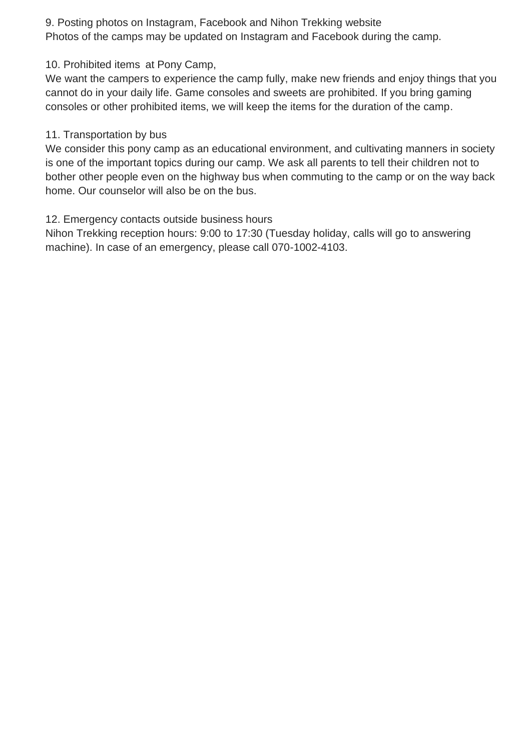9. Posting photos on Instagram, Facebook and Nihon Trekking website

Photos of the camps may be updated on Instagram and Facebook during the camp.

10. Prohibited items at Pony Camp,

We want the campers to experience the camp fully, make new friends and enjoy things that you cannot do in your daily life. Game consoles and sweets are prohibited. If you bring gaming consoles or other prohibited items, we will keep the items for the duration of the camp.

11. Transportation by bus

We consider this pony camp as an educational environment, and cultivating manners in society is one of the important topics during our camp. We ask all parents to tell their children not to bother other people even on the highway bus when commuting to the camp or on the way back home. Our counselor will also be on the bus.

12. Emergency contacts outside business hours

Nihon Trekking reception hours: 9:00 to 17:30 (Tuesday holiday, calls will go to answering machine). In case of an emergency, please call 070-1002-4103.